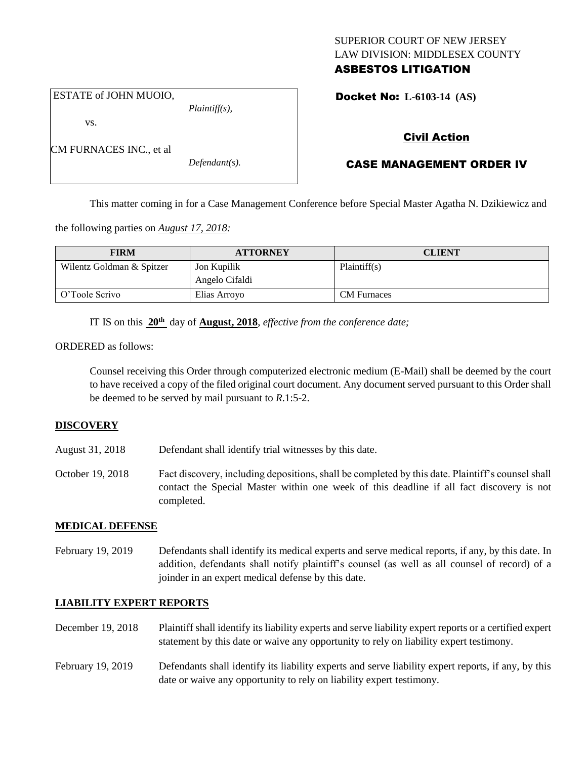SUPERIOR COURT OF NEW JERSEY
LAW DIVISION: MIDDLESEX COUNTY
**ASBESTOS LITIGATION**

| | |
|---|---|
| ESTATE of JOHN MUOIO, *Plaintiff(s),* vs. CM FURNACES INC., et al *Defendant(s).* | **Docket No: L-6103-14 (AS)** |

**Civil Action**

**CASE MANAGEMENT ORDER IV**

This matter coming in for a Case Management Conference before Special Master Agatha N. Dzikiewicz and the following parties on *August 17, 2018:*

| FIRM | ATTORNEY | CLIENT |
|---|---|---|
| Wilentz Goldman & Spitzer | Jon Kupilik<br>Angelo Cifaldi | Plaintiff(s) |
| O'Toole Scrivo | Elias Arroyo | CM Furnaces |

IT IS on this **20th** day of **August, 2018**, *effective from the conference date;*

ORDERED as follows:

Counsel receiving this Order through computerized electronic medium (E-Mail) shall be deemed by the court to have received a copy of the filed original court document. Any document served pursuant to this Order shall be deemed to be served by mail pursuant to *R*.1:5-2.

**DISCOVERY**

August 31, 2018 — Defendant shall identify trial witnesses by this date.

October 19, 2018 — Fact discovery, including depositions, shall be completed by this date. Plaintiff's counsel shall contact the Special Master within one week of this deadline if all fact discovery is not completed.

**MEDICAL DEFENSE**

February 19, 2019 — Defendants shall identify its medical experts and serve medical reports, if any, by this date. In addition, defendants shall notify plaintiff's counsel (as well as all counsel of record) of a joinder in an expert medical defense by this date.

**LIABILITY EXPERT REPORTS**

December 19, 2018 — Plaintiff shall identify its liability experts and serve liability expert reports or a certified expert statement by this date or waive any opportunity to rely on liability expert testimony.

February 19, 2019 — Defendants shall identify its liability experts and serve liability expert reports, if any, by this date or waive any opportunity to rely on liability expert testimony.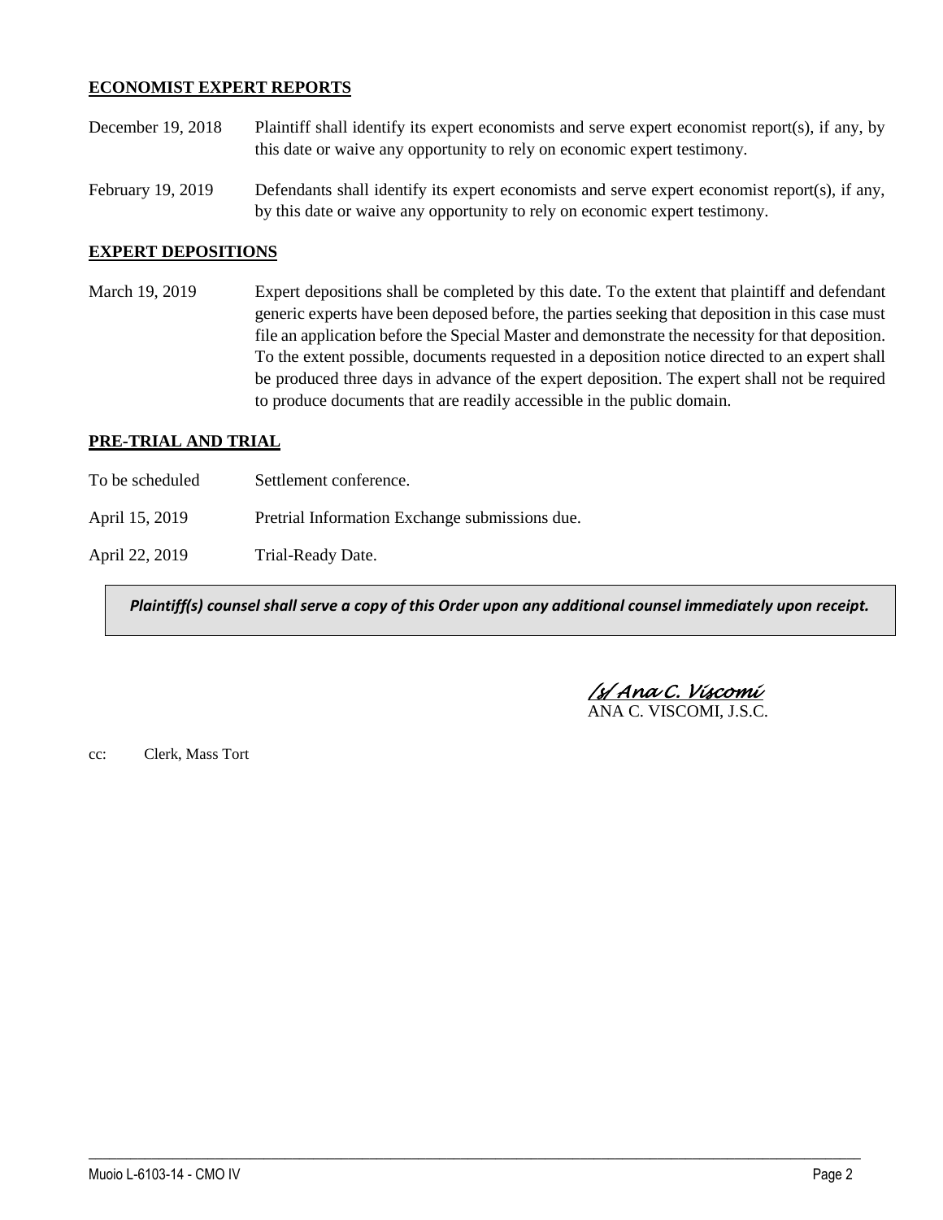**ECONOMIST EXPERT REPORTS**

| | |
|---|---|
| December 19, 2018 | Plaintiff shall identify its expert economists and serve expert economist report(s), if any, by this date or waive any opportunity to rely on economic expert testimony. |
| February 19, 2019 | Defendants shall identify its expert economists and serve expert economist report(s), if any, by this date or waive any opportunity to rely on economic expert testimony. |

**EXPERT DEPOSITIONS**

| | |
|---|---|
| March 19, 2019 | Expert depositions shall be completed by this date. To the extent that plaintiff and defendant generic experts have been deposed before, the parties seeking that deposition in this case must file an application before the Special Master and demonstrate the necessity for that deposition. To the extent possible, documents requested in a deposition notice directed to an expert shall be produced three days in advance of the expert deposition. The expert shall not be required to produce documents that are readily accessible in the public domain. |

**PRE-TRIAL AND TRIAL**

| | |
|---|---|
| To be scheduled | Settlement conference. |
| April 15, 2019 | Pretrial Information Exchange submissions due. |
| April 22, 2019 | Trial-Ready Date. |

***Plaintiff(s) counsel shall serve a copy of this Order upon any additional counsel immediately upon receipt.***

/s/ Ana C. Viscomi
ANA C. VISCOMI, J.S.C.

cc: Clerk, Mass Tort